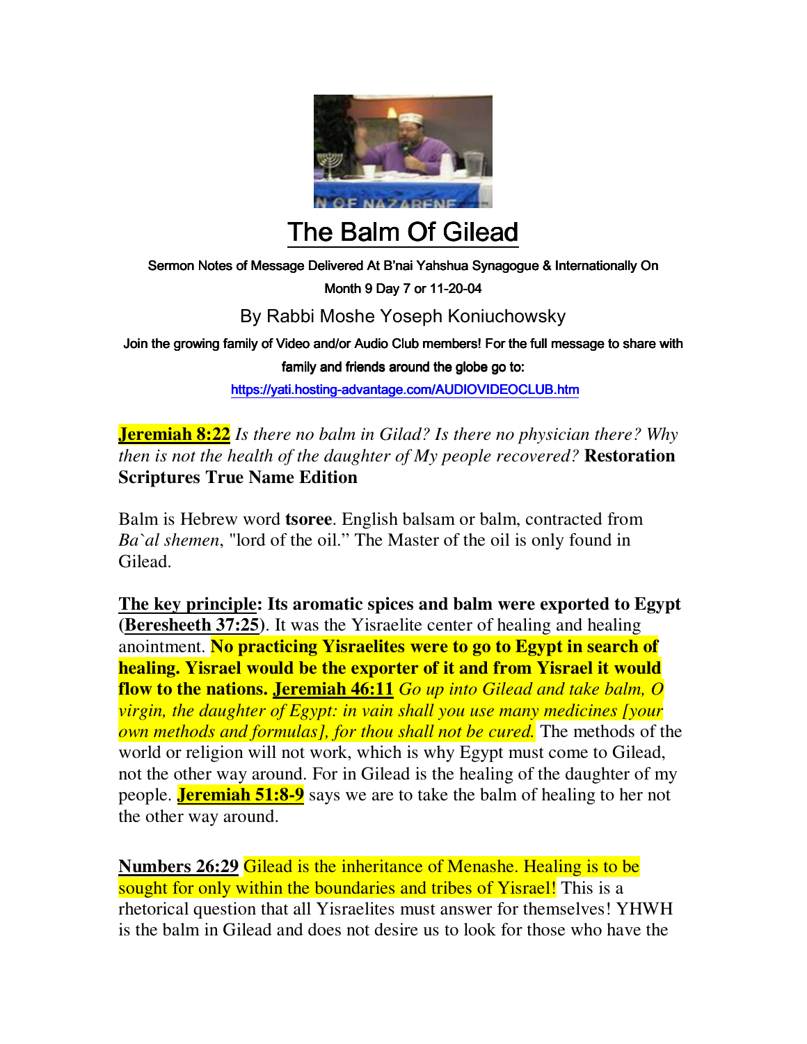# The Balm Of Gilead

Sermon Notes of Message Delivered At B'nai Yahshua Synagogue & Internationally On Month 9 Day 7 or 11-20-04

By Rabbi Moshe Yoseph Koniuchowsky

Join the growing family of Video and/or Audio Club members! For the full message to share with family and friends around the globe go to:

https://yati.hosting-advantage.com/AUDIOVIDEOCLUB.htm

**Jeremiah 8:22** *Is there no balm in Gilad? Is there no physician there? Why then is not the health of the daughter of My people recovered?* **Restoration Scriptures True Name Edition**

Balm is Hebrew word **tsoree**. English balsam or balm, contracted from *Ba`al shemen*, "lord of the oil." The Master of the oil is only found in Gilead.

**The key principle: Its aromatic spices and balm were exported to Egypt (Beresheeth 37:25)**. It was the Yisraelite center of healing and healing anointment. **No practicing Yisraelites were to go to Egypt in search of healing. Yisrael would be the exporter of it and from Yisrael it would flow to the nations. Jeremiah 46:11** *Go up into Gilead and take balm, O virgin, the daughter of Egypt: in vain shall you use many medicines [your own methods and formulas], for thou shall not be cured.* The methods of the world or religion will not work, which is why Egypt must come to Gilead, not the other way around. For in Gilead is the healing of the daughter of my people. **Jeremiah 51:8-9** says we are to take the balm of healing to her not the other way around.

**Numbers 26:29** Gilead is the inheritance of Menashe. Healing is to be sought for only within the boundaries and tribes of Yisrael! This is a rhetorical question that all Yisraelites must answer for themselves! YHWH is the balm in Gilead and does not desire us to look for those who have the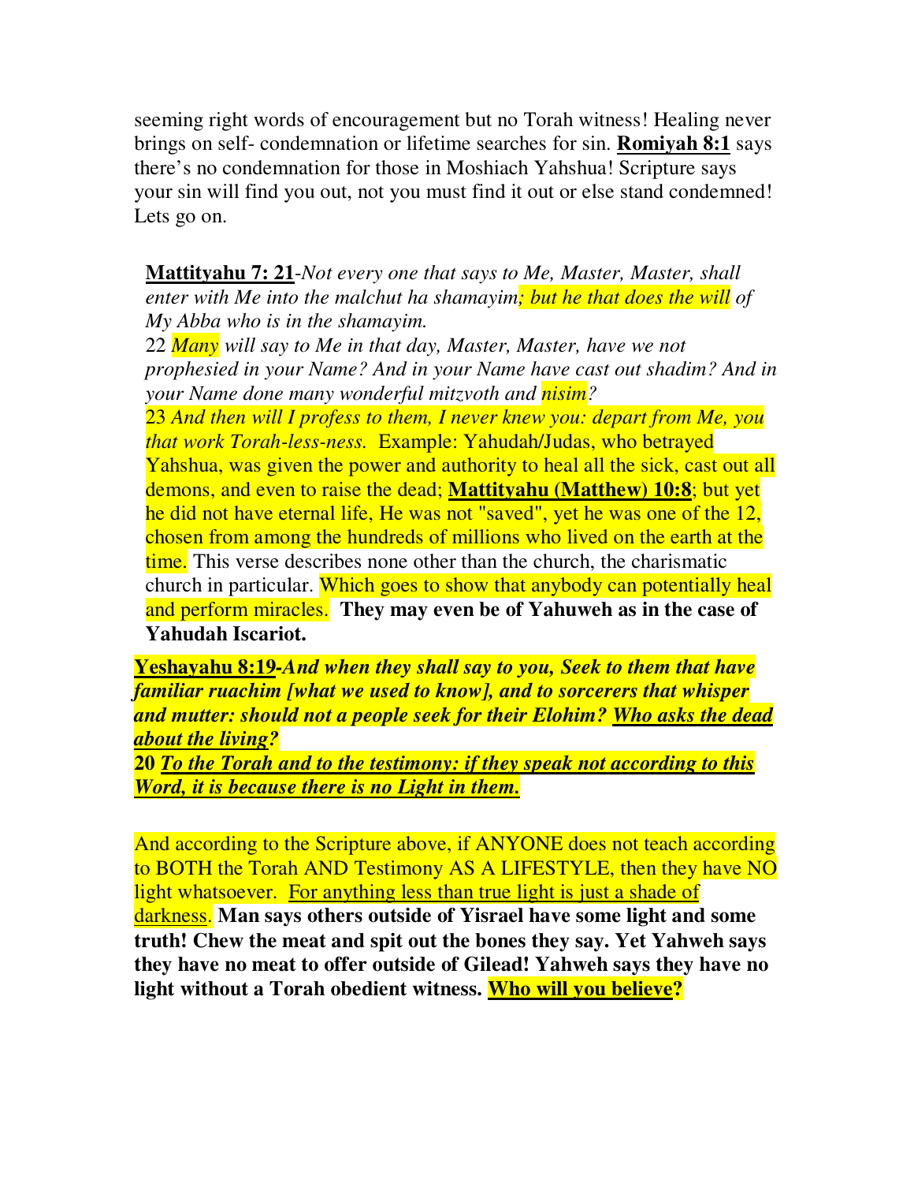seeming right words of encouragement but no Torah witness! Healing never brings on self- condemnation or lifetime searches for sin. **Romiyah 8:1** says there's no condemnation for those in Moshiach Yahshua! Scripture says your sin will find you out, not you must find it out or else stand condemned! Lets go on.

> **Mattityahu 7: 21**-*Not every one that says to Me, Master, Master, shall enter with Me into the malchut ha shamayim; but he that does the will of My Abba who is in the shamayim.*
> 22 *Many will say to Me in that day, Master, Master, have we not prophesied in your Name? And in your Name have cast out shadim? And in your Name done many wonderful mitzvoth and nisim?*
> 23 *And then will I profess to them, I never knew you: depart from Me, you that work Torah-less-ness.* Example: Yahudah/Judas, who betrayed Yahshua, was given the power and authority to heal all the sick, cast out all demons, and even to raise the dead; **Mattityahu (Matthew) 10:8**; but yet he did not have eternal life, He was not "saved", yet he was one of the 12, chosen from among the hundreds of millions who lived on the earth at the time. This verse describes none other than the church, the charismatic church in particular. Which goes to show that anybody can potentially heal and perform miracles. **They may even be of Yahuweh as in the case of Yahudah Iscariot.**

**Yeshayahu 8:19**-***And when they shall say to you, Seek to them that have familiar ruachim [what we used to know], and to sorcerers that whisper and mutter: should not a people seek for their Elohim? Who asks the dead about the living?***
**20** ***To the Torah and to the testimony: if they speak not according to this Word, it is because there is no Light in them.***

And according to the Scripture above, if ANYONE does not teach according to BOTH the Torah AND Testimony AS A LIFESTYLE, then they have NO light whatsoever. For anything less than true light is just a shade of darkness. **Man says others outside of Yisrael have some light and some truth! Chew the meat and spit out the bones they say. Yet Yahweh says they have no meat to offer outside of Gilead! Yahweh says they have no light without a Torah obedient witness. Who will you believe?**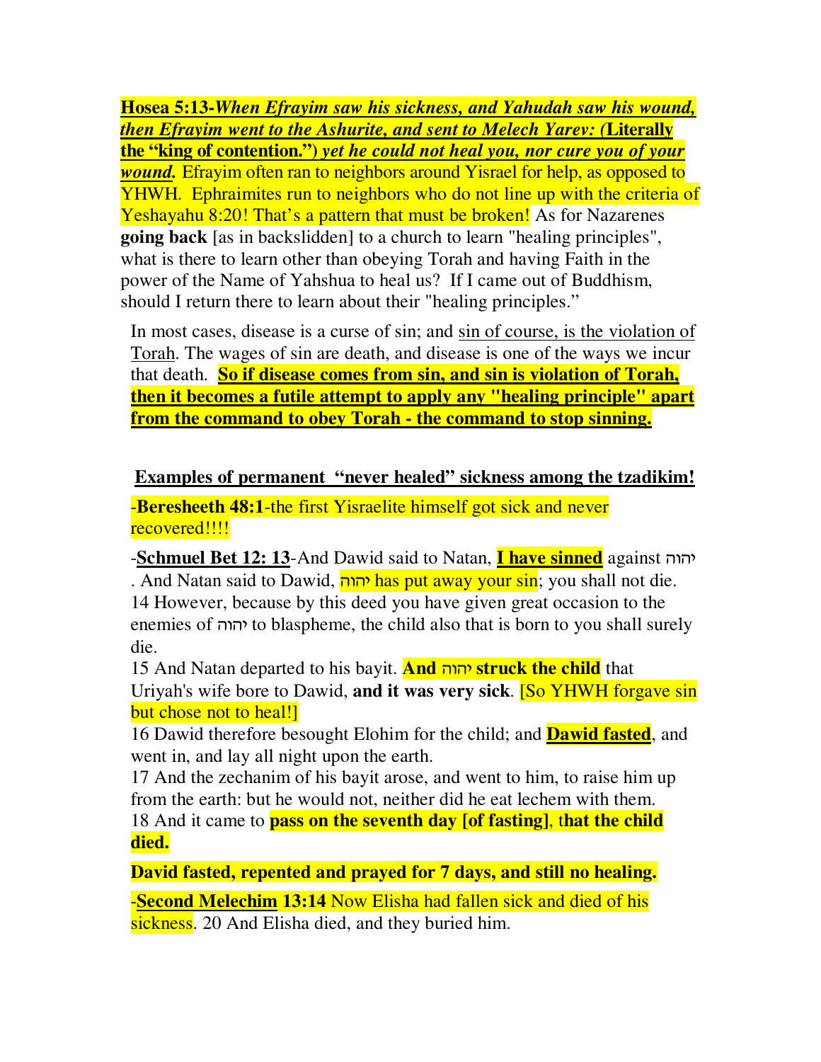**Hosea 5:13-*When Efrayim saw his sickness, and Yahudah saw his wound, then Efrayim went to the Ashurite, and sent to Melech Yarev:* (Literally the "king of contention.") *yet he could not heal you, nor cure you of your wound.*** Efrayim often ran to neighbors around Yisrael for help, as opposed to YHWH. Ephraimites run to neighbors who do not line up with the criteria of Yeshayahu 8:20! That's a pattern that must be broken! As for Nazarenes **going back** [as in backslidden] to a church to learn "healing principles", what is there to learn other than obeying Torah and having Faith in the power of the Name of Yahshua to heal us? If I came out of Buddhism, should I return there to learn about their "healing principles."

In most cases, disease is a curse of sin; and sin of course, is the violation of Torah. The wages of sin are death, and disease is one of the ways we incur that death. **So if disease comes from sin, and sin is violation of Torah, then it becomes a futile attempt to apply any "healing principle" apart from the command to obey Torah - the command to stop sinning.**

**Examples of permanent "never healed" sickness among the tzadikim!**

-**Beresheeth 48:1**-the first Yisraelite himself got sick and never recovered!!!!

-**Schmuel Bet 12: 13**-And Dawid said to Natan, **I have sinned** against יהוה. And Natan said to Dawid, יהוה has put away your sin; you shall not die.
14 However, because by this deed you have given great occasion to the enemies of יהוה to blaspheme, the child also that is born to you shall surely die.
15 And Natan departed to his bayit. **And יהוה struck the child** that Uriyah's wife bore to Dawid, **and it was very sick**. [So YHWH forgave sin but chose not to heal!]
16 Dawid therefore besought Elohim for the child; and **Dawid fasted**, and went in, and lay all night upon the earth.
17 And the zechanim of his bayit arose, and went to him, to raise him up from the earth: but he would not, neither did he eat lechem with them.
18 And it came to **pass on the seventh day [of fasting]**, **that the child died.**

**David fasted, repented and prayed for 7 days, and still no healing.**

-**Second Melechim 13:14** Now Elisha had fallen sick and died of his sickness. 20 And Elisha died, and they buried him.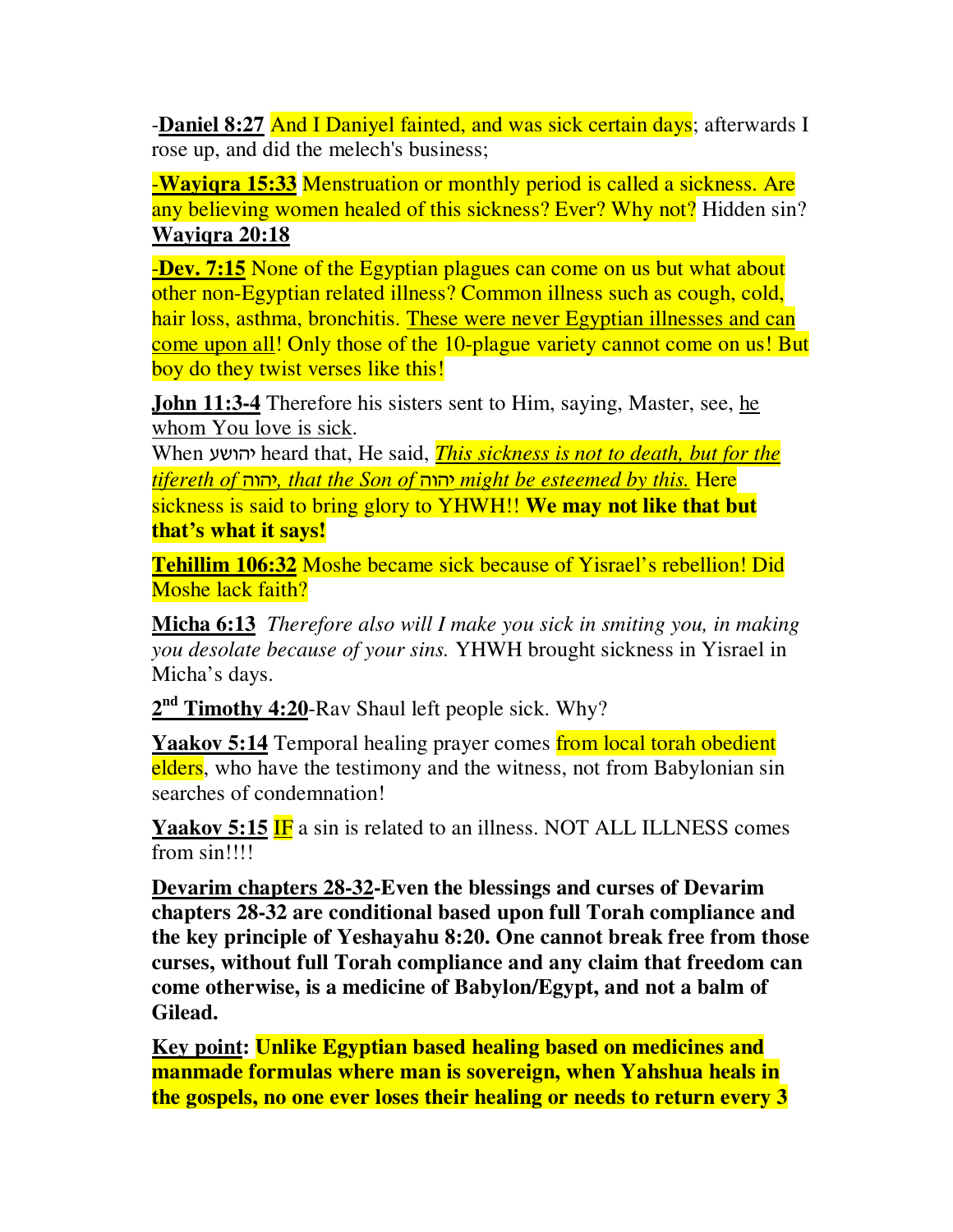-**Daniel 8:27** And I Daniyel fainted, and was sick certain days; afterwards I rose up, and did the melech's business;

-**Wayiqra 15:33** Menstruation or monthly period is called a sickness. Are any believing women healed of this sickness? Ever? Why not? Hidden sin? **Wayiqra 20:18**

-**Dev. 7:15** None of the Egyptian plagues can come on us but what about other non-Egyptian related illness? Common illness such as cough, cold, hair loss, asthma, bronchitis. These were never Egyptian illnesses and can come upon all! Only those of the 10-plague variety cannot come on us! But boy do they twist verses like this!

**John 11:3-4** Therefore his sisters sent to Him, saying, Master, see, he whom You love is sick.
When יהושע heard that, He said, *This sickness is not to death, but for the tifereth of* יהוה*, that the Son of* יהוה *might be esteemed by this.* Here sickness is said to bring glory to YHWH!! **We may not like that but that's what it says!**

**Tehillim 106:32** Moshe became sick because of Yisrael's rebellion! Did Moshe lack faith?

**Micha 6:13** *Therefore also will I make you sick in smiting you, in making you desolate because of your sins.* YHWH brought sickness in Yisrael in Micha's days.

**2nd Timothy 4:20**-Rav Shaul left people sick. Why?

**Yaakov 5:14** Temporal healing prayer comes from local torah obedient elders, who have the testimony and the witness, not from Babylonian sin searches of condemnation!

**Yaakov 5:15** IF a sin is related to an illness. NOT ALL ILLNESS comes from sin!!!!

**Devarim chapters 28-32-Even the blessings and curses of Devarim chapters 28-32 are conditional based upon full Torah compliance and the key principle of Yeshayahu 8:20. One cannot break free from those curses, without full Torah compliance and any claim that freedom can come otherwise, is a medicine of Babylon/Egypt, and not a balm of Gilead.**

**Key point: Unlike Egyptian based healing based on medicines and manmade formulas where man is sovereign, when Yahshua heals in the gospels, no one ever loses their healing or needs to return every 3**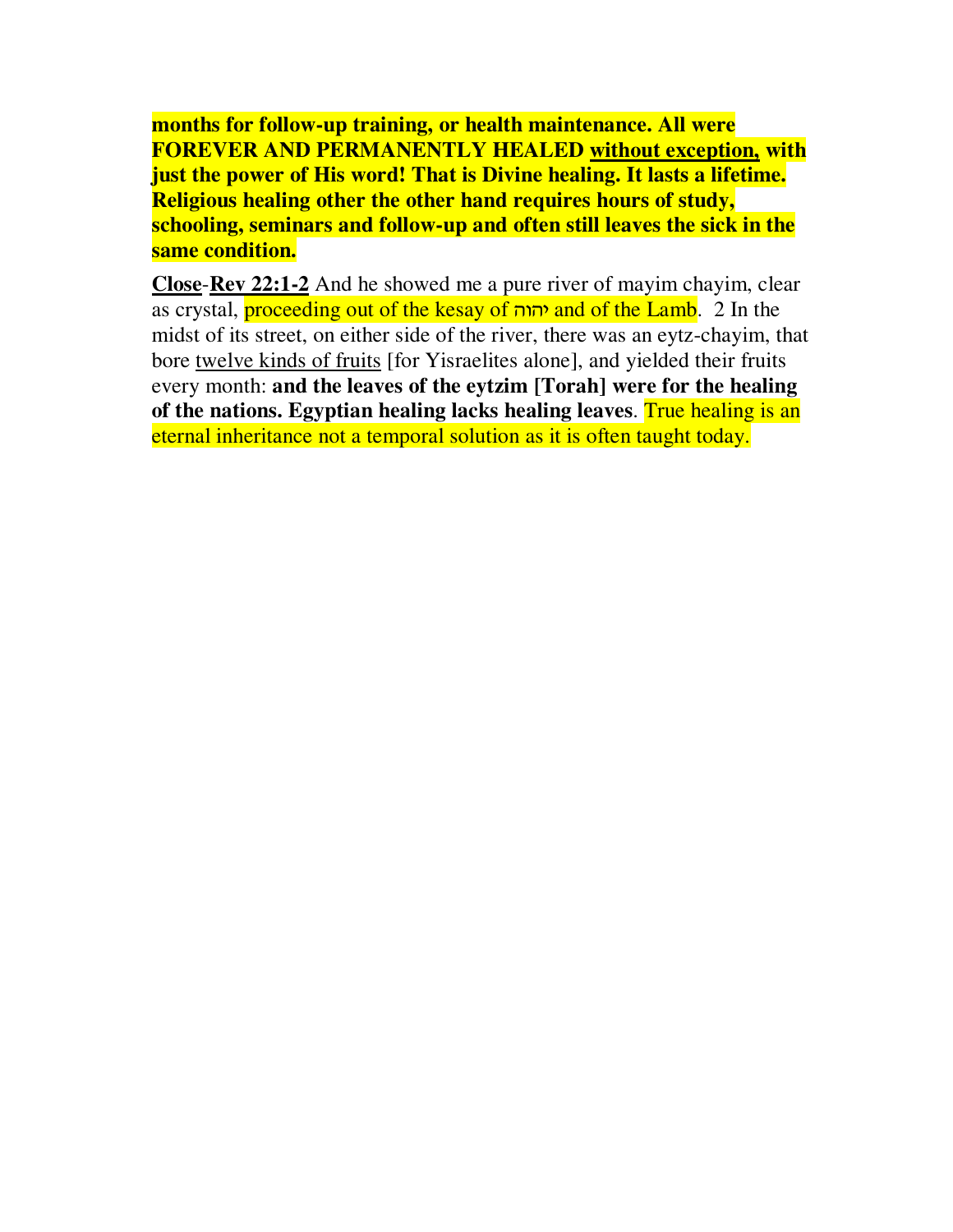**months for follow-up training, or health maintenance. All were FOREVER AND PERMANENTLY HEALED <u>without exception,</u> with just the power of His word! That is Divine healing. It lasts a lifetime. Religious healing other the other hand requires hours of study, schooling, seminars and follow-up and often still leaves the sick in the same condition.**

**<u>Close</u>**-**<u>Rev 22:1-2</u>** And he showed me a pure river of mayim chayim, clear as crystal, proceeding out of the kesay of יהוה and of the Lamb. 2 In the midst of its street, on either side of the river, there was an eytz-chayim, that bore <u>twelve kinds of fruits</u> [for Yisraelites alone], and yielded their fruits every month: **and the leaves of the eytzim [Torah] were for the healing of the nations. Egyptian healing lacks healing leaves**. True healing is an eternal inheritance not a temporal solution as it is often taught today.